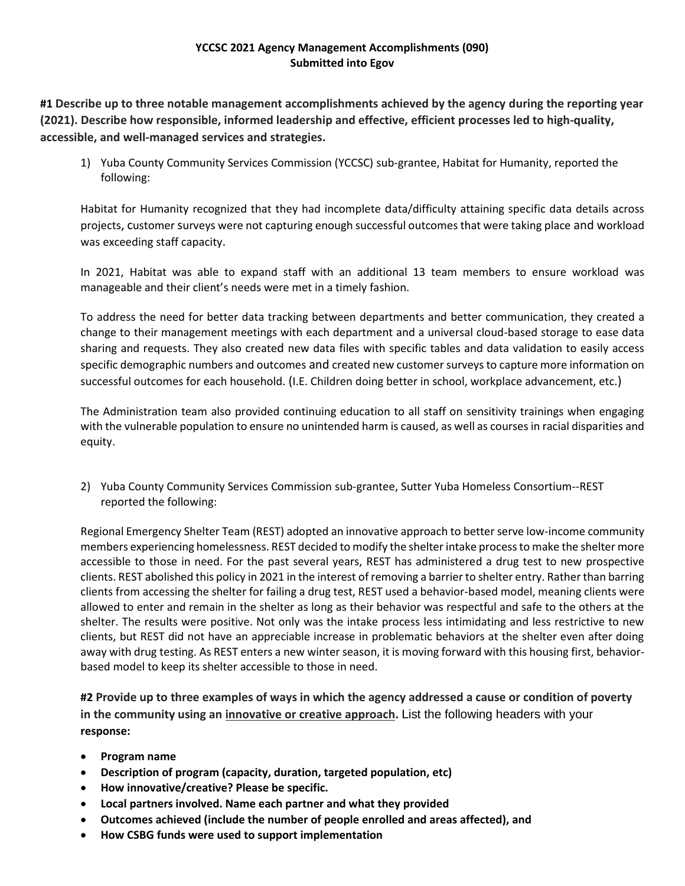**YCCSC 2021 Agency Management Accomplishments (090)**
**Submitted into Egov**

**#1 Describe up to three notable management accomplishments achieved by the agency during the reporting year (2021). Describe how responsible, informed leadership and effective, efficient processes led to high-quality, accessible, and well-managed services and strategies.**

1) Yuba County Community Services Commission (YCCSC) sub-grantee, Habitat for Humanity, reported the following:

Habitat for Humanity recognized that they had incomplete data/difficulty attaining specific data details across projects, customer surveys were not capturing enough successful outcomes that were taking place and workload was exceeding staff capacity.

In 2021, Habitat was able to expand staff with an additional 13 team members to ensure workload was manageable and their client's needs were met in a timely fashion.

To address the need for better data tracking between departments and better communication, they created a change to their management meetings with each department and a universal cloud-based storage to ease data sharing and requests. They also created new data files with specific tables and data validation to easily access specific demographic numbers and outcomes and created new customer surveys to capture more information on successful outcomes for each household. (I.E. Children doing better in school, workplace advancement, etc.)

The Administration team also provided continuing education to all staff on sensitivity trainings when engaging with the vulnerable population to ensure no unintended harm is caused, as well as courses in racial disparities and equity.

2) Yuba County Community Services Commission sub-grantee, Sutter Yuba Homeless Consortium--REST reported the following:

Regional Emergency Shelter Team (REST) adopted an innovative approach to better serve low-income community members experiencing homelessness. REST decided to modify the shelter intake process to make the shelter more accessible to those in need. For the past several years, REST has administered a drug test to new prospective clients. REST abolished this policy in 2021 in the interest of removing a barrier to shelter entry. Rather than barring clients from accessing the shelter for failing a drug test, REST used a behavior-based model, meaning clients were allowed to enter and remain in the shelter as long as their behavior was respectful and safe to the others at the shelter. The results were positive. Not only was the intake process less intimidating and less restrictive to new clients, but REST did not have an appreciable increase in problematic behaviors at the shelter even after doing away with drug testing. As REST enters a new winter season, it is moving forward with this housing first, behavior-based model to keep its shelter accessible to those in need.

**#2 Provide up to three examples of ways in which the agency addressed a cause or condition of poverty in the community using an <u>innovative or creative approach</u>.** List the following headers with your **response:**

- **Program name**
- **Description of program (capacity, duration, targeted population, etc)**
- **How innovative/creative? Please be specific.**
- **Local partners involved. Name each partner and what they provided**
- **Outcomes achieved (include the number of people enrolled and areas affected), and**
- **How CSBG funds were used to support implementation**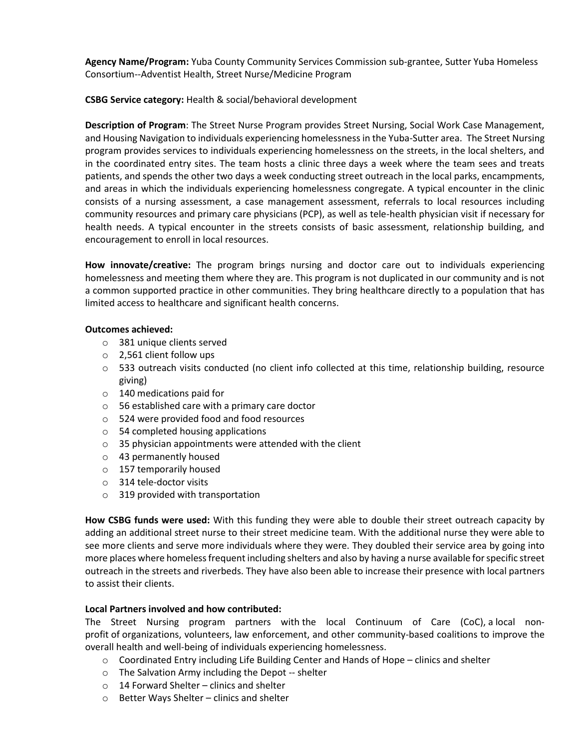**Agency Name/Program:** Yuba County Community Services Commission sub-grantee, Sutter Yuba Homeless Consortium--Adventist Health, Street Nurse/Medicine Program

**CSBG Service category:** Health & social/behavioral development

**Description of Program**: The Street Nurse Program provides Street Nursing, Social Work Case Management, and Housing Navigation to individuals experiencing homelessness in the Yuba-Sutter area. The Street Nursing program provides services to individuals experiencing homelessness on the streets, in the local shelters, and in the coordinated entry sites. The team hosts a clinic three days a week where the team sees and treats patients, and spends the other two days a week conducting street outreach in the local parks, encampments, and areas in which the individuals experiencing homelessness congregate. A typical encounter in the clinic consists of a nursing assessment, a case management assessment, referrals to local resources including community resources and primary care physicians (PCP), as well as tele-health physician visit if necessary for health needs. A typical encounter in the streets consists of basic assessment, relationship building, and encouragement to enroll in local resources.

**How innovate/creative:** The program brings nursing and doctor care out to individuals experiencing homelessness and meeting them where they are. This program is not duplicated in our community and is not a common supported practice in other communities. They bring healthcare directly to a population that has limited access to healthcare and significant health concerns.

**Outcomes achieved:**

- 381 unique clients served
- 2,561 client follow ups
- 533 outreach visits conducted (no client info collected at this time, relationship building, resource giving)
- 140 medications paid for
- 56 established care with a primary care doctor
- 524 were provided food and food resources
- 54 completed housing applications
- 35 physician appointments were attended with the client
- 43 permanently housed
- 157 temporarily housed
- 314 tele-doctor visits
- 319 provided with transportation

**How CSBG funds were used:** With this funding they were able to double their street outreach capacity by adding an additional street nurse to their street medicine team. With the additional nurse they were able to see more clients and serve more individuals where they were. They doubled their service area by going into more places where homeless frequent including shelters and also by having a nurse available for specific street outreach in the streets and riverbeds. They have also been able to increase their presence with local partners to assist their clients.

**Local Partners involved and how contributed:**

The Street Nursing program partners with the local Continuum of Care (CoC), a local non-profit of organizations, volunteers, law enforcement, and other community-based coalitions to improve the overall health and well-being of individuals experiencing homelessness.

- Coordinated Entry including Life Building Center and Hands of Hope – clinics and shelter
- The Salvation Army including the Depot -- shelter
- 14 Forward Shelter – clinics and shelter
- Better Ways Shelter – clinics and shelter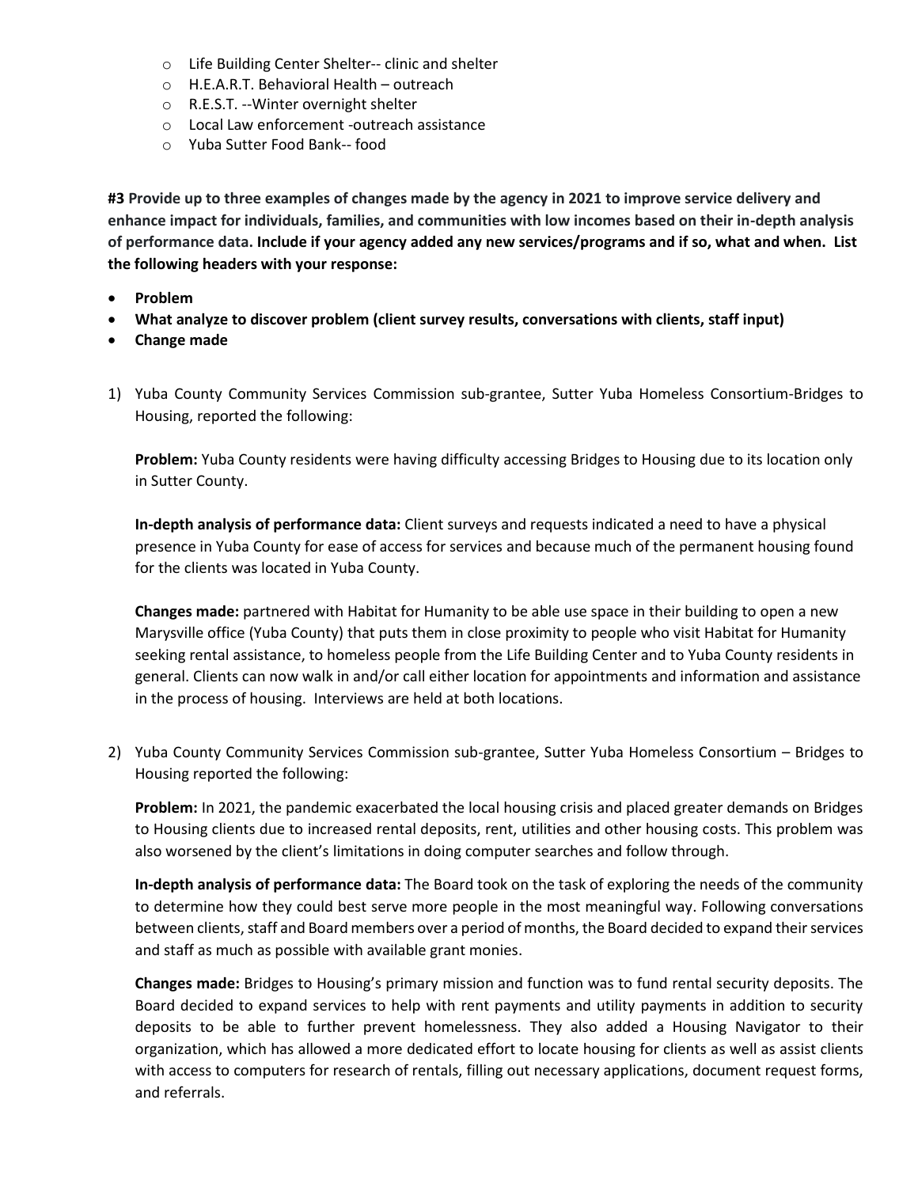- Life Building Center Shelter-- clinic and shelter
- H.E.A.R.T. Behavioral Health – outreach
- R.E.S.T. --Winter overnight shelter
- Local Law enforcement -outreach assistance
- Yuba Sutter Food Bank-- food

**#3 Provide up to three examples of changes made by the agency in 2021 to improve service delivery and enhance impact for individuals, families, and communities with low incomes based on their in-depth analysis of performance data. Include if your agency added any new services/programs and if so, what and when. List the following headers with your response:**

- **Problem**
- **What analyze to discover problem (client survey results, conversations with clients, staff input)**
- **Change made**

1) Yuba County Community Services Commission sub-grantee, Sutter Yuba Homeless Consortium-Bridges to Housing, reported the following:

   **Problem:** Yuba County residents were having difficulty accessing Bridges to Housing due to its location only in Sutter County.

   **In-depth analysis of performance data:** Client surveys and requests indicated a need to have a physical presence in Yuba County for ease of access for services and because much of the permanent housing found for the clients was located in Yuba County.

   **Changes made:** partnered with Habitat for Humanity to be able use space in their building to open a new Marysville office (Yuba County) that puts them in close proximity to people who visit Habitat for Humanity seeking rental assistance, to homeless people from the Life Building Center and to Yuba County residents in general. Clients can now walk in and/or call either location for appointments and information and assistance in the process of housing. Interviews are held at both locations.

2) Yuba County Community Services Commission sub-grantee, Sutter Yuba Homeless Consortium – Bridges to Housing reported the following:

   **Problem:** In 2021, the pandemic exacerbated the local housing crisis and placed greater demands on Bridges to Housing clients due to increased rental deposits, rent, utilities and other housing costs. This problem was also worsened by the client's limitations in doing computer searches and follow through.

   **In-depth analysis of performance data:** The Board took on the task of exploring the needs of the community to determine how they could best serve more people in the most meaningful way. Following conversations between clients, staff and Board members over a period of months, the Board decided to expand their services and staff as much as possible with available grant monies.

   **Changes made:** Bridges to Housing's primary mission and function was to fund rental security deposits. The Board decided to expand services to help with rent payments and utility payments in addition to security deposits to be able to further prevent homelessness. They also added a Housing Navigator to their organization, which has allowed a more dedicated effort to locate housing for clients as well as assist clients with access to computers for research of rentals, filling out necessary applications, document request forms, and referrals.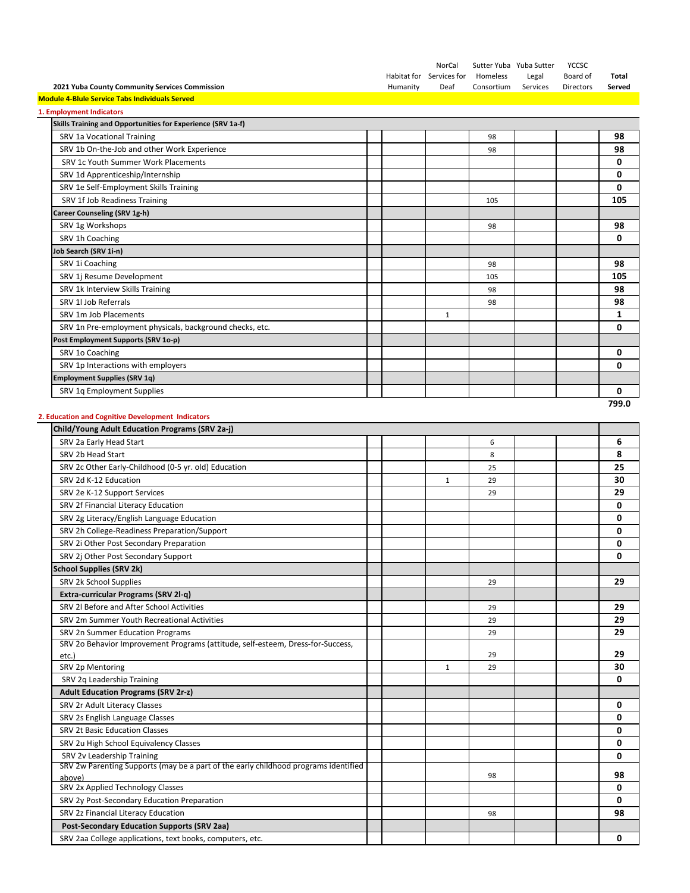**2021 Yuba County Community Services Commission**

**Module 4-Blule Service Tabs Individuals Served**

**1. Employment Indicators**

| | Habitat for Humanity | NorCal Services for Deaf | Sutter Yuba Homeless Consortium | Yuba Sutter Legal Services | YCCSC Board of Directors | Total Served |
|---|---|---|---|---|---|---|
| **Skills Training and Opportunities for Experience (SRV 1a-f)** | | | | | | |
| SRV 1a Vocational Training | | | 98 | | | **98** |
| SRV 1b On-the-Job and other Work Experience | | | 98 | | | **98** |
| SRV 1c Youth Summer Work Placements | | | | | | **0** |
| SRV 1d Apprenticeship/Internship | | | | | | **0** |
| SRV 1e Self-Employment Skills Training | | | | | | **0** |
| SRV 1f Job Readiness Training | | | 105 | | | **105** |
| **Career Counseling (SRV 1g-h)** | | | | | | |
| SRV 1g Workshops | | | 98 | | | **98** |
| SRV 1h Coaching | | | | | | **0** |
| **Job Search (SRV 1i-n)** | | | | | | |
| SRV 1i Coaching | | | 98 | | | **98** |
| SRV 1j Resume Development | | | 105 | | | **105** |
| SRV 1k Interview Skills Training | | | 98 | | | **98** |
| SRV 1l Job Referrals | | | 98 | | | **98** |
| SRV 1m Job Placements | | 1 | | | | **1** |
| SRV 1n Pre-employment physicals, background checks, etc. | | | | | | **0** |
| **Post Employment Supports (SRV 1o-p)** | | | | | | |
| SRV 1o Coaching | | | | | | **0** |
| SRV 1p Interactions with employers | | | | | | **0** |
| **Employment Supplies (SRV 1q)** | | | | | | |
| SRV 1q Employment Supplies | | | | | | **0** |
| | | | | | | **799.0** |

**2. Education and Cognitive Development Indicators**

| | Habitat for Humanity | NorCal Services for Deaf | Sutter Yuba Homeless Consortium | Yuba Sutter Legal Services | YCCSC Board of Directors | Total Served |
|---|---|---|---|---|---|---|
| **Child/Young Adult Education Programs (SRV 2a-j)** | | | | | | |
| SRV 2a Early Head Start | | | 6 | | | **6** |
| SRV 2b Head Start | | | 8 | | | **8** |
| SRV 2c Other Early-Childhood (0-5 yr. old) Education | | | 25 | | | **25** |
| SRV 2d K-12 Education | | 1 | 29 | | | **30** |
| SRV 2e K-12 Support Services | | | 29 | | | **29** |
| SRV 2f Financial Literacy Education | | | | | | **0** |
| SRV 2g Literacy/English Language Education | | | | | | **0** |
| SRV 2h College-Readiness Preparation/Support | | | | | | **0** |
| SRV 2i Other Post Secondary Preparation | | | | | | **0** |
| SRV 2j Other Post Secondary Support | | | | | | **0** |
| **School Supplies (SRV 2k)** | | | | | | |
| SRV 2k School Supplies | | | 29 | | | **29** |
| **Extra-curricular Programs (SRV 2l-q)** | | | | | | |
| SRV 2l Before and After School Activities | | | 29 | | | **29** |
| SRV 2m Summer Youth Recreational Activities | | | 29 | | | **29** |
| SRV 2n Summer Education Programs | | | 29 | | | **29** |
| SRV 2o Behavior Improvement Programs (attitude, self-esteem, Dress-for-Success, etc.) | | | 29 | | | **29** |
| SRV 2p Mentoring | | 1 | 29 | | | **30** |
| SRV 2q Leadership Training | | | | | | **0** |
| **Adult Education Programs (SRV 2r-z)** | | | | | | |
| SRV 2r Adult Literacy Classes | | | | | | **0** |
| SRV 2s English Language Classes | | | | | | **0** |
| SRV 2t Basic Education Classes | | | | | | **0** |
| SRV 2u High School Equivalency Classes | | | | | | **0** |
| SRV 2v Leadership Training | | | | | | **0** |
| SRV 2w Parenting Supports (may be a part of the early childhood programs identified above) | | | 98 | | | **98** |
| SRV 2x Applied Technology Classes | | | | | | **0** |
| SRV 2y Post-Secondary Education Preparation | | | | | | **0** |
| SRV 2z Financial Literacy Education | | | 98 | | | **98** |
| **Post-Secondary Education Supports (SRV 2aa)** | | | | | | |
| SRV 2aa College applications, text books, computers, etc. | | | | | | **0** |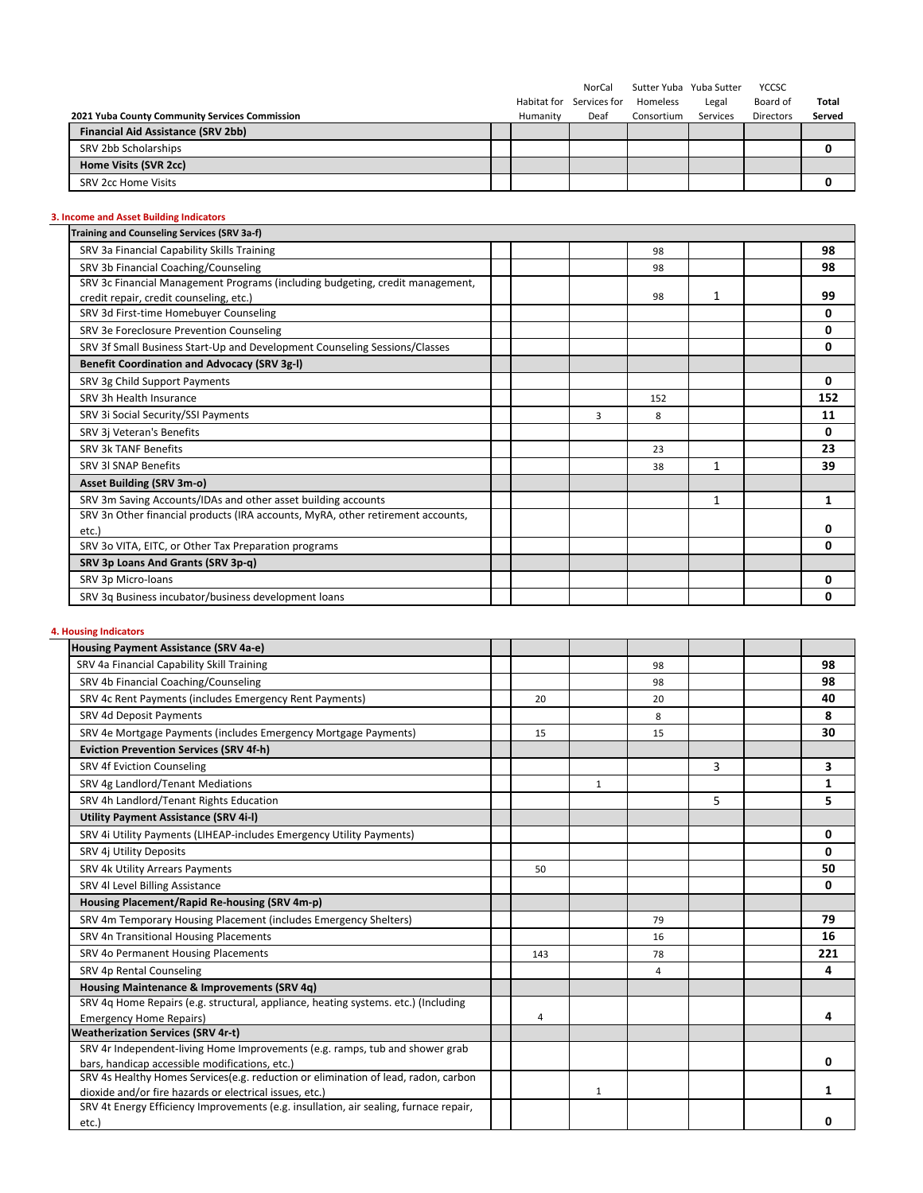| 2021 Yuba County Community Services Commission | | Habitat for Humanity | NorCal Services for Deaf | Sutter Yuba Homeless Consortium | Yuba Sutter Legal Services | YCCSC Board of Directors | Total Served |
|---|---|---|---|---|---|---|---|
| **Financial Aid Assistance (SRV 2bb)** | | | | | | | |
| SRV 2bb Scholarships | | | | | | | **0** |
| **Home Visits (SVR 2cc)** | | | | | | | |
| SRV 2cc Home Visits | | | | | | | **0** |

**3. Income and Asset Building Indicators**

| | | | | | | | |
|---|---|---|---|---|---|---|---|
| **Training and Counseling Services (SRV 3a-f)** | | | | | | | |
| SRV 3a Financial Capability Skills Training | | | | 98 | | | **98** |
| SRV 3b Financial Coaching/Counseling | | | | 98 | | | **98** |
| SRV 3c Financial Management Programs (including budgeting, credit management, credit repair, credit counseling, etc.) | | | | 98 | 1 | | **99** |
| SRV 3d First-time Homebuyer Counseling | | | | | | | **0** |
| SRV 3e Foreclosure Prevention Counseling | | | | | | | **0** |
| SRV 3f Small Business Start-Up and Development Counseling Sessions/Classes | | | | | | | **0** |
| **Benefit Coordination and Advocacy (SRV 3g-l)** | | | | | | | |
| SRV 3g Child Support Payments | | | | | | | **0** |
| SRV 3h Health Insurance | | | | 152 | | | **152** |
| SRV 3i Social Security/SSI Payments | | | 3 | 8 | | | **11** |
| SRV 3j Veteran's Benefits | | | | | | | **0** |
| SRV 3k TANF Benefits | | | | 23 | | | **23** |
| SRV 3l SNAP Benefits | | | | 38 | 1 | | **39** |
| **Asset Building (SRV 3m-o)** | | | | | | | |
| SRV 3m Saving Accounts/IDAs and other asset building accounts | | | | | 1 | | **1** |
| SRV 3n Other financial products (IRA accounts, MyRA, other retirement accounts, etc.) | | | | | | | **0** |
| SRV 3o VITA, EITC, or Other Tax Preparation programs | | | | | | | **0** |
| **SRV 3p Loans And Grants (SRV 3p-q)** | | | | | | | |
| SRV 3p Micro-loans | | | | | | | **0** |
| SRV 3q Business incubator/business development loans | | | | | | | **0** |

**4. Housing Indicators**

| | | | | | | | |
|---|---|---|---|---|---|---|---|
| **Housing Payment Assistance (SRV 4a-e)** | | | | | | | |
| SRV 4a Financial Capability Skill Training | | | | 98 | | | **98** |
| SRV 4b Financial Coaching/Counseling | | | | 98 | | | **98** |
| SRV 4c Rent Payments (includes Emergency Rent Payments) | | 20 | | 20 | | | **40** |
| SRV 4d Deposit Payments | | | | 8 | | | **8** |
| SRV 4e Mortgage Payments (includes Emergency Mortgage Payments) | | 15 | | 15 | | | **30** |
| **Eviction Prevention Services (SRV 4f-h)** | | | | | | | |
| SRV 4f Eviction Counseling | | | | | 3 | | **3** |
| SRV 4g Landlord/Tenant Mediations | | | 1 | | | | **1** |
| SRV 4h Landlord/Tenant Rights Education | | | | | 5 | | **5** |
| **Utility Payment Assistance (SRV 4i-l)** | | | | | | | |
| SRV 4i Utility Payments (LIHEAP-includes Emergency Utility Payments) | | | | | | | **0** |
| SRV 4j Utility Deposits | | | | | | | **0** |
| SRV 4k Utility Arrears Payments | | 50 | | | | | **50** |
| SRV 4l Level Billing Assistance | | | | | | | **0** |
| **Housing Placement/Rapid Re-housing (SRV 4m-p)** | | | | | | | |
| SRV 4m Temporary Housing Placement (includes Emergency Shelters) | | | | 79 | | | **79** |
| SRV 4n Transitional Housing Placements | | | | 16 | | | **16** |
| SRV 4o Permanent Housing Placements | | 143 | | 78 | | | **221** |
| SRV 4p Rental Counseling | | | | 4 | | | **4** |
| **Housing Maintenance & Improvements (SRV 4q)** | | | | | | | |
| SRV 4q Home Repairs (e.g. structural, appliance, heating systems. etc.) (Including Emergency Home Repairs) | | 4 | | | | | **4** |
| **Weatherization Services (SRV 4r-t)** | | | | | | | |
| SRV 4r Independent-living Home Improvements (e.g. ramps, tub and shower grab bars, handicap accessible modifications, etc.) | | | | | | | **0** |
| SRV 4s Healthy Homes Services(e.g. reduction or elimination of lead, radon, carbon dioxide and/or fire hazards or electrical issues, etc.) | | | 1 | | | | **1** |
| SRV 4t Energy Efficiency Improvements (e.g. insullation, air sealing, furnace repair, etc.) | | | | | | | **0** |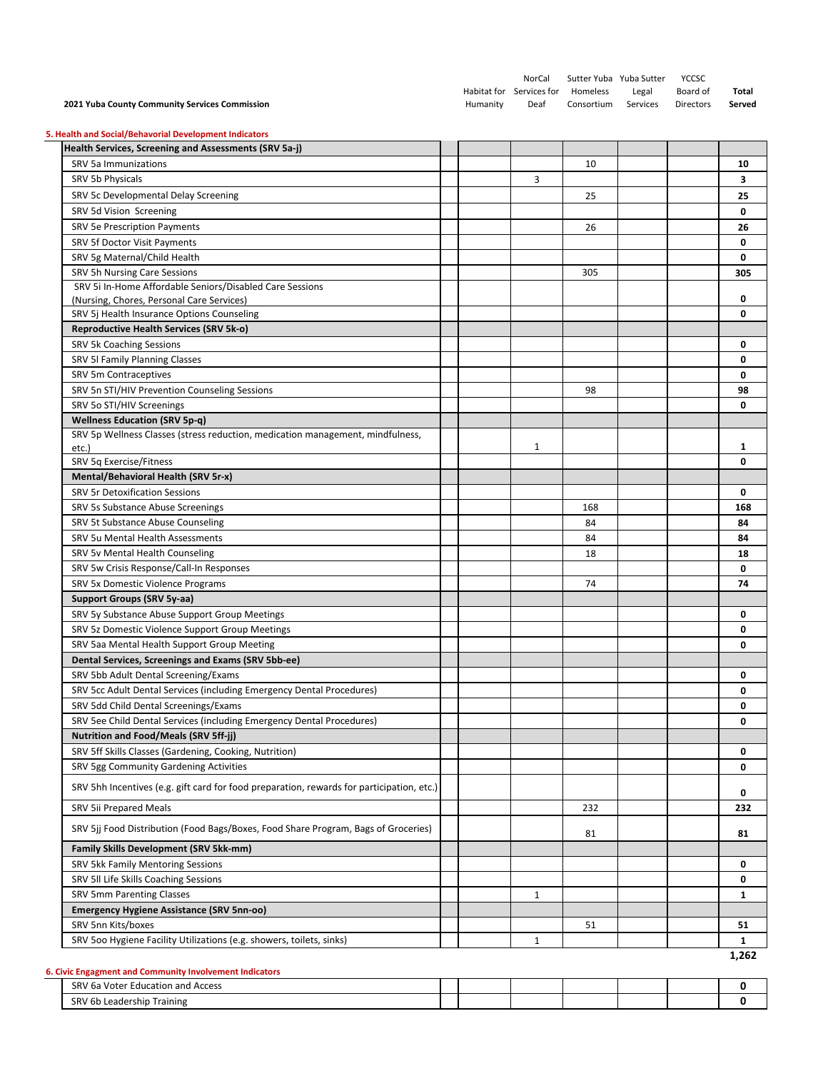**2021 Yuba County Community Services Commission**

### 5. Health and Social/Behavioral Development Indicators

| | Habitat for Humanity | NorCal Services for Deaf | Sutter Yuba Homeless Consortium | Yuba Sutter Legal Services | YCCSC Board of Directors | Total Served |
|---|---|---|---|---|---|---|
| **Health Services, Screening and Assessments (SRV 5a-j)** | | | | | | |
| SRV 5a Immunizations | | | 10 | | | **10** |
| SRV 5b Physicals | | 3 | | | | **3** |
| SRV 5c Developmental Delay Screening | | | 25 | | | **25** |
| SRV 5d Vision Screening | | | | | | **0** |
| SRV 5e Prescription Payments | | | 26 | | | **26** |
| SRV 5f Doctor Visit Payments | | | | | | **0** |
| SRV 5g Maternal/Child Health | | | | | | **0** |
| SRV 5h Nursing Care Sessions | | | 305 | | | **305** |
| SRV 5i In-Home Affordable Seniors/Disabled Care Sessions (Nursing, Chores, Personal Care Services) | | | | | | **0** |
| SRV 5j Health Insurance Options Counseling | | | | | | **0** |
| **Reproductive Health Services (SRV 5k-o)** | | | | | | |
| SRV 5k Coaching Sessions | | | | | | **0** |
| SRV 5l Family Planning Classes | | | | | | **0** |
| SRV 5m Contraceptives | | | | | | **0** |
| SRV 5n STI/HIV Prevention Counseling Sessions | | | 98 | | | **98** |
| SRV 5o STI/HIV Screenings | | | | | | **0** |
| **Wellness Education (SRV 5p-q)** | | | | | | |
| SRV 5p Wellness Classes (stress reduction, medication management, mindfulness, etc.) | | 1 | | | | **1** |
| SRV 5q Exercise/Fitness | | | | | | **0** |
| **Mental/Behavioral Health (SRV 5r-x)** | | | | | | |
| SRV 5r Detoxification Sessions | | | | | | **0** |
| SRV 5s Substance Abuse Screenings | | | 168 | | | **168** |
| SRV 5t Substance Abuse Counseling | | | 84 | | | **84** |
| SRV 5u Mental Health Assessments | | | 84 | | | **84** |
| SRV 5v Mental Health Counseling | | | 18 | | | **18** |
| SRV 5w Crisis Response/Call-In Responses | | | | | | **0** |
| SRV 5x Domestic Violence Programs | | | 74 | | | **74** |
| **Support Groups (SRV 5y-aa)** | | | | | | |
| SRV 5y Substance Abuse Support Group Meetings | | | | | | **0** |
| SRV 5z Domestic Violence Support Group Meetings | | | | | | **0** |
| SRV 5aa Mental Health Support Group Meeting | | | | | | **0** |
| **Dental Services, Screenings and Exams (SRV 5bb-ee)** | | | | | | |
| SRV 5bb Adult Dental Screening/Exams | | | | | | **0** |
| SRV 5cc Adult Dental Services (including Emergency Dental Procedures) | | | | | | **0** |
| SRV 5dd Child Dental Screenings/Exams | | | | | | **0** |
| SRV 5ee Child Dental Services (including Emergency Dental Procedures) | | | | | | **0** |
| **Nutrition and Food/Meals (SRV 5ff-jj)** | | | | | | |
| SRV 5ff Skills Classes (Gardening, Cooking, Nutrition) | | | | | | **0** |
| SRV 5gg Community Gardening Activities | | | | | | **0** |
| SRV 5hh Incentives (e.g. gift card for food preparation, rewards for participation, etc.) | | | | | | **0** |
| SRV 5ii Prepared Meals | | | 232 | | | **232** |
| SRV 5jj Food Distribution (Food Bags/Boxes, Food Share Program, Bags of Groceries) | | | 81 | | | **81** |
| **Family Skills Development (SRV 5kk-mm)** | | | | | | |
| SRV 5kk Family Mentoring Sessions | | | | | | **0** |
| SRV 5ll Life Skills Coaching Sessions | | | | | | **0** |
| SRV 5mm Parenting Classes | | 1 | | | | **1** |
| **Emergency Hygiene Assistance (SRV 5nn-oo)** | | | | | | |
| SRV 5nn Kits/boxes | | | 51 | | | **51** |
| SRV 5oo Hygiene Facility Utilizations (e.g. showers, toilets, sinks) | | 1 | | | | **1** |
| | | | | | | **1,262** |

### 6. Civic Engagment and Community Involvement Indicators

| | Habitat for Humanity | NorCal Services for Deaf | Sutter Yuba Homeless Consortium | Yuba Sutter Legal Services | YCCSC Board of Directors | Total Served |
|---|---|---|---|---|---|---|
| SRV 6a Voter Education and Access | | | | | | **0** |
| SRV 6b Leadership Training | | | | | | **0** |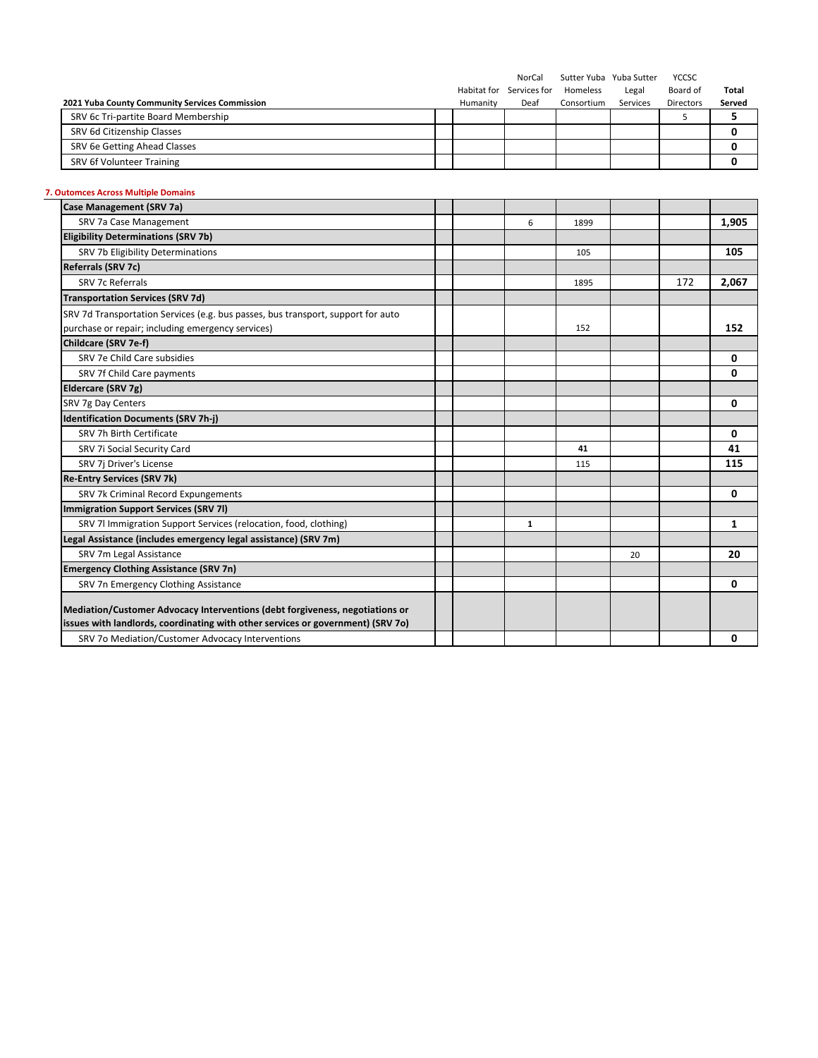| 2021 Yuba County Community Services Commission | | Habitat for Humanity | NorCal Services for Deaf | Sutter Yuba Homeless Consortium | Yuba Sutter Legal Services | YCCSC Board of Directors | Total Served |
|---|---|---|---|---|---|---|---|
| SRV 6c Tri-partite Board Membership | | | | | | 5 | **5** |
| SRV 6d Citizenship Classes | | | | | | | **0** |
| SRV 6e Getting Ahead Classes | | | | | | | **0** |
| SRV 6f Volunteer Training | | | | | | | **0** |

**7. Outomces Across Multiple Domains**

| | | Habitat for Humanity | NorCal Services for Deaf | Sutter Yuba Homeless Consortium | Yuba Sutter Legal Services | YCCSC Board of Directors | Total Served |
|---|---|---|---|---|---|---|---|
| **Case Management (SRV 7a)** | | | | | | | |
| SRV 7a Case Management | | | 6 | 1899 | | | **1,905** |
| **Eligibility Determinations (SRV 7b)** | | | | | | | |
| SRV 7b Eligibility Determinations | | | | 105 | | | **105** |
| **Referrals (SRV 7c)** | | | | | | | |
| SRV 7c Referrals | | | | 1895 | | 172 | **2,067** |
| **Transportation Services (SRV 7d)** | | | | | | | |
| SRV 7d Transportation Services (e.g. bus passes, bus transport, support for auto purchase or repair; including emergency services) | | | | 152 | | | **152** |
| **Childcare (SRV 7e-f)** | | | | | | | |
| SRV 7e Child Care subsidies | | | | | | | **0** |
| SRV 7f Child Care payments | | | | | | | **0** |
| **Eldercare (SRV 7g)** | | | | | | | |
| SRV 7g Day Centers | | | | | | | **0** |
| **Identification Documents (SRV 7h-j)** | | | | | | | |
| SRV 7h Birth Certificate | | | | | | | **0** |
| SRV 7i Social Security Card | | | | **41** | | | **41** |
| SRV 7j Driver's License | | | | 115 | | | **115** |
| **Re-Entry Services (SRV 7k)** | | | | | | | |
| SRV 7k Criminal Record Expungements | | | | | | | **0** |
| **Immigration Support Services (SRV 7l)** | | | | | | | |
| SRV 7l Immigration Support Services (relocation, food, clothing) | | | **1** | | | | **1** |
| **Legal Assistance (includes emergency legal assistance) (SRV 7m)** | | | | | | | |
| SRV 7m Legal Assistance | | | | | 20 | | **20** |
| **Emergency Clothing Assistance (SRV 7n)** | | | | | | | |
| SRV 7n Emergency Clothing Assistance | | | | | | | **0** |
| **Mediation/Customer Advocacy Interventions (debt forgiveness, negotiations or issues with landlords, coordinating with other services or government) (SRV 7o)** | | | | | | | |
| SRV 7o Mediation/Customer Advocacy Interventions | | | | | | | **0** |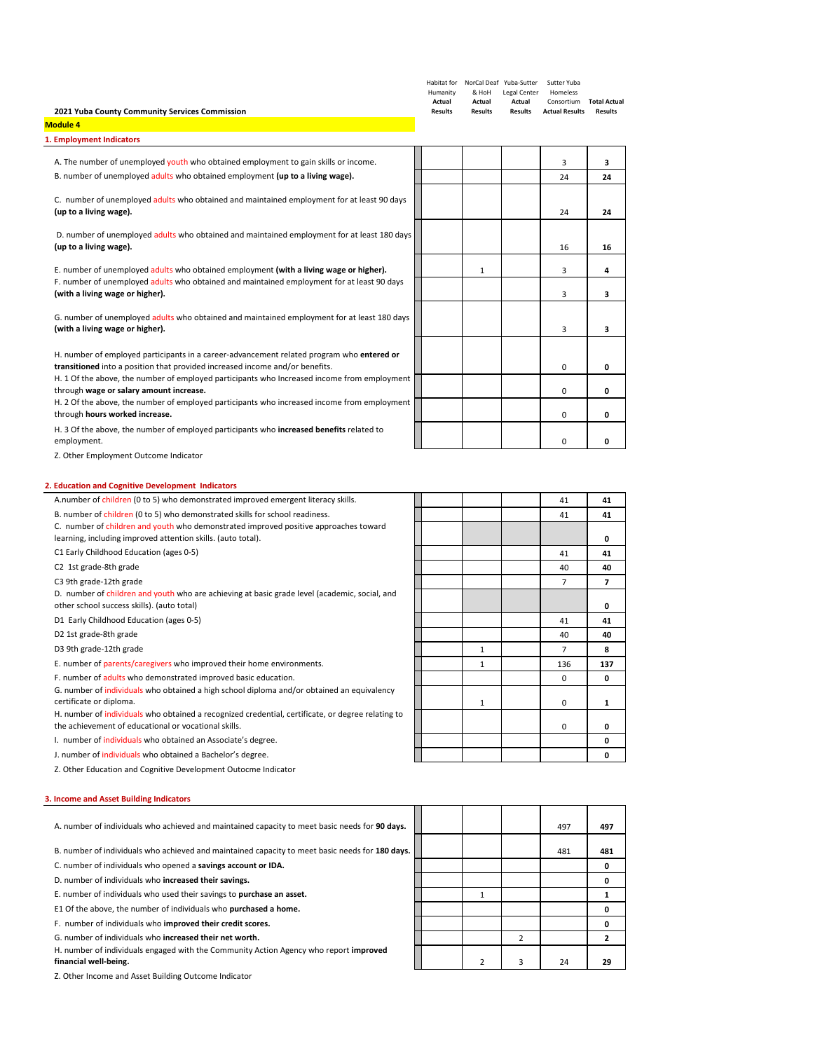**2021 Yuba County Community Services Commission**

**Module 4**

## 1. Employment Indicators

| Indicator | Habitat for Humanity **Actual Results** | NorCal Deaf & HoH **Actual Results** | Yuba-Sutter Legal Center **Actual Results** | Sutter Yuba Homeless Consortium **Actual Results** | **Total Actual Results** |
|---|---|---|---|---|---|
| A. The number of unemployed youth who obtained employment to gain skills or income. | | | | 3 | **3** |
| B. number of unemployed adults who obtained employment **(up to a living wage).** | | | | 24 | **24** |
| C. number of unemployed adults who obtained and maintained employment for at least 90 days **(up to a living wage).** | | | | 24 | **24** |
| D. number of unemployed adults who obtained and maintained employment for at least 180 days **(up to a living wage).** | | | | 16 | **16** |
| E. number of unemployed adults who obtained employment **(with a living wage or higher).** | | 1 | | 3 | **4** |
| F. number of unemployed adults who obtained and maintained employment for at least 90 days **(with a living wage or higher).** | | | | 3 | **3** |
| G. number of unemployed adults who obtained and maintained employment for at least 180 days **(with a living wage or higher).** | | | | 3 | **3** |
| H. number of employed participants in a career-advancement related program who **entered or transitioned** into a position that provided increased income and/or benefits. | | | | 0 | **0** |
| H. 1 Of the above, the number of employed participants who Increased income from employment through **wage or salary amount increase.** | | | | 0 | **0** |
| H. 2 Of the above, the number of employed participants who increased income from employment through **hours worked increase.** | | | | 0 | **0** |
| H. 3 Of the above, the number of employed participants who **increased benefits** related to employment. | | | | 0 | **0** |
| Z. Other Employment Outcome Indicator | | | | | |

## 2. Education and Cognitive Development Indicators

| Indicator | Habitat for Humanity | NorCal Deaf & HoH | Yuba-Sutter Legal Center | Sutter Yuba Homeless Consortium | Total |
|---|---|---|---|---|---|
| A.number of children (0 to 5) who demonstrated improved emergent literacy skills. | | | | 41 | **41** |
| B. number of children (0 to 5) who demonstrated skills for school readiness. | | | | 41 | **41** |
| C. number of children and youth who demonstrated improved positive approaches toward learning, including improved attention skills. (auto total). | | | | | **0** |
| C1 Early Childhood Education (ages 0-5) | | | | 41 | **41** |
| C2 1st grade-8th grade | | | | 40 | **40** |
| C3 9th grade-12th grade | | | | 7 | **7** |
| D. number of children and youth who are achieving at basic grade level (academic, social, and other school success skills). (auto total) | | | | | **0** |
| D1 Early Childhood Education (ages 0-5) | | | | 41 | **41** |
| D2 1st grade-8th grade | | | | 40 | **40** |
| D3 9th grade-12th grade | | 1 | | 7 | **8** |
| E. number of parents/caregivers who improved their home environments. | | 1 | | 136 | **137** |
| F. number of adults who demonstrated improved basic education. | | | | 0 | **0** |
| G. number of individuals who obtained a high school diploma and/or obtained an equivalency certificate or diploma. | | 1 | | 0 | **1** |
| H. number of individuals who obtained a recognized credential, certificate, or degree relating to the achievement of educational or vocational skills. | | | | 0 | **0** |
| I. number of individuals who obtained an Associate's degree. | | | | | **0** |
| J. number of individuals who obtained a Bachelor's degree. | | | | | **0** |
| Z. Other Education and Cognitive Development Outocme Indicator | | | | | |

## 3. Income and Asset Building Indicators

| Indicator | Habitat for Humanity | NorCal Deaf & HoH | Yuba-Sutter Legal Center | Sutter Yuba Homeless Consortium | Total |
|---|---|---|---|---|---|
| A. number of individuals who achieved and maintained capacity to meet basic needs for **90 days.** | | | | 497 | **497** |
| B. number of individuals who achieved and maintained capacity to meet basic needs for **180 days.** | | | | 481 | **481** |
| C. number of individuals who opened a **savings account or IDA.** | | | | | **0** |
| D. number of individuals who **increased their savings.** | | | | | **0** |
| E. number of individuals who used their savings to **purchase an asset.** | | 1 | | | **1** |
| E1 Of the above, the number of individuals who **purchased a home.** | | | | | **0** |
| F. number of individuals who **improved their credit scores.** | | | | | **0** |
| G. number of individuals who **increased their net worth.** | | | 2 | | **2** |
| H. number of individuals engaged with the Community Action Agency who report **improved financial well-being.** | | 2 | 3 | 24 | **29** |
| Z. Other Income and Asset Building Outcome Indicator | | | | | |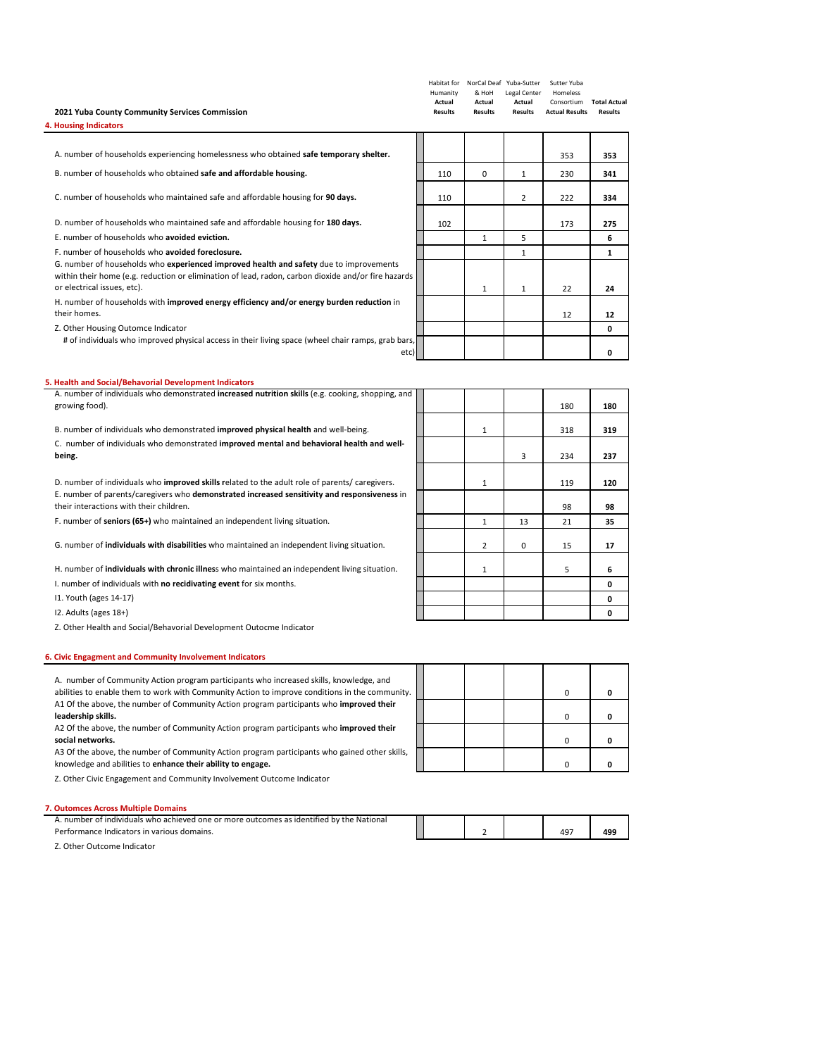**2021 Yuba County Community Services Commission**

| | Habitat for Humanity **Actual Results** | NorCal Deaf & HoH **Actual Results** | Yuba-Sutter Legal Center **Actual Results** | Sutter Yuba Homeless Consortium **Actual Results** | **Total Actual Results** |
|---|---|---|---|---|---|
| **4. Housing Indicators** | | | | | |
| A. number of households experiencing homelessness who obtained **safe temporary shelter.** | | | | 353 | **353** |
| B. number of households who obtained **safe and affordable housing.** | 110 | 0 | 1 | 230 | **341** |
| C. number of households who maintained safe and affordable housing for **90 days.** | 110 | | 2 | 222 | **334** |
| D. number of households who maintained safe and affordable housing for **180 days.** | 102 | | | 173 | **275** |
| E. number of households who **avoided eviction.** | | 1 | 5 | | **6** |
| F. number of households who **avoided foreclosure.** | | | 1 | | **1** |
| G. number of households who **experienced improved health and safety** due to improvements within their home (e.g. reduction or elimination of lead, radon, carbon dioxide and/or fire hazards or electrical issues, etc). | | 1 | 1 | 22 | **24** |
| H. number of households with **improved energy efficiency and/or energy burden reduction** in their homes. | | | | 12 | **12** |
| Z. Other Housing Outomce Indicator | | | | | **0** |
| # of individuals who improved physical access in their living space (wheel chair ramps, grab bars, etc) | | | | | **0** |
| **5. Health and Social/Behavorial Development Indicators** | | | | | |
| A. number of individuals who demonstrated **increased nutrition skills** (e.g. cooking, shopping, and growing food). | | | | 180 | **180** |
| B. number of individuals who demonstrated **improved physical health** and well-being. | | 1 | | 318 | **319** |
| C. number of individuals who demonstrated **improved mental and behavioral health and well-being.** | | | 3 | 234 | **237** |
| D. number of individuals who **improved skills r**elated to the adult role of parents/ caregivers. | | 1 | | 119 | **120** |
| E. number of parents/caregivers who **demonstrated increased sensitivity and responsiveness** in their interactions with their children. | | | | 98 | **98** |
| F. number of **seniors (65+)** who maintained an independent living situation. | | 1 | 13 | 21 | **35** |
| G. number of **individuals with disabilities** who maintained an independent living situation. | | 2 | 0 | 15 | **17** |
| H. number of **individuals with chronic illnes**s who maintained an independent living situation. | | 1 | | 5 | **6** |
| I. number of individuals with **no recidivating event** for six months. | | | | | **0** |
| I1. Youth (ages 14-17) | | | | | **0** |
| I2. Adults (ages 18+) | | | | | **0** |
| Z. Other Health and Social/Behavorial Development Outocme Indicator | | | | | |
| **6. Civic Engagment and Community Involvement Indicators** | | | | | |
| A. number of Community Action program participants who increased skills, knowledge, and abilities to enable them to work with Community Action to improve conditions in the community. | | | | 0 | **0** |
| A1 Of the above, the number of Community Action program participants who **improved their leadership skills.** | | | | 0 | **0** |
| A2 Of the above, the number of Community Action program participants who **improved their social networks.** | | | | 0 | **0** |
| A3 Of the above, the number of Community Action program participants who gained other skills, knowledge and abilities to **enhance their ability to engage.** | | | | 0 | **0** |
| Z. Other Civic Engagement and Community Involvement Outcome Indicator | | | | | |
| **7. Outomces Across Multiple Domains** | | | | | |
| A. number of individuals who achieved one or more outcomes as identified by the National Performance Indicators in various domains. | | 2 | | 497 | **499** |
| Z. Other Outcome Indicator | | | | | |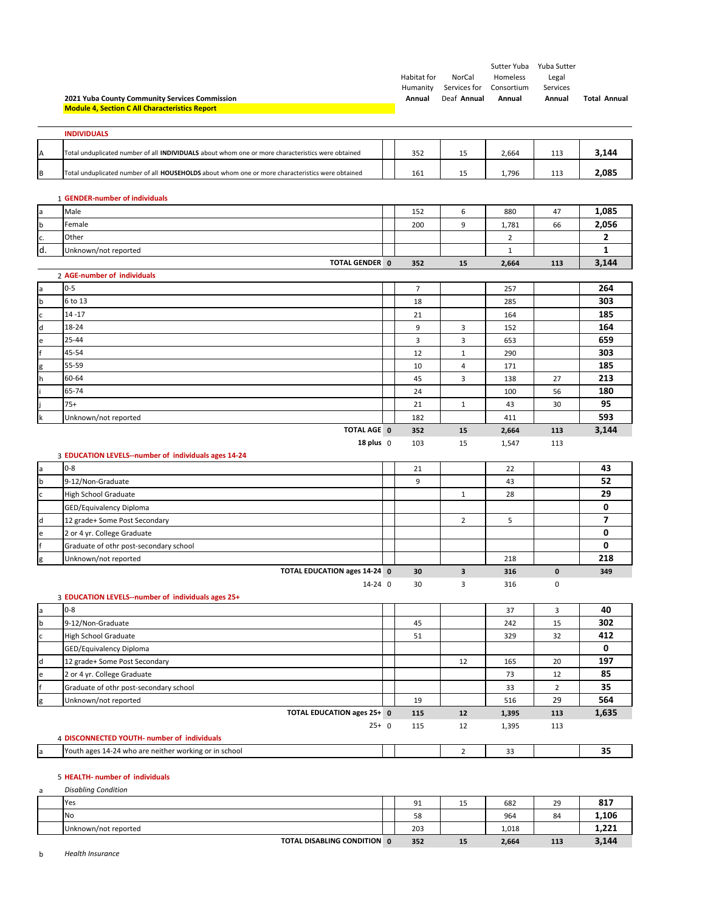**2021 Yuba County Community Services Commission**

**Module 4, Section C All Characteristics Report**

| | | | Habitat for Humanity Annual | NorCal Services for Deaf Annual | Sutter Yuba Homeless Consortium Annual | Yuba Sutter Legal Services Annual | Total Annual |
|---|---|---|---|---|---|---|---|
| | **INDIVIDUALS** | | | | | | |
| A | Total unduplicated number of all **INDIVIDUALS** about whom one or more characteristics were obtained | | 352 | 15 | 2,664 | 113 | **3,144** |
| B | Total unduplicated number of all **HOUSEHOLDS** about whom one or more characteristics were obtained | | 161 | 15 | 1,796 | 113 | **2,085** |
| | **1 GENDER-number of individuals** | | | | | | |
| a | Male | | 152 | 6 | 880 | 47 | **1,085** |
| b | Female | | 200 | 9 | 1,781 | 66 | **2,056** |
| c. | Other | | | | 2 | | **2** |
| d. | Unknown/not reported | | | | 1 | | **1** |
| | **TOTAL GENDER** | **0** | **352** | **15** | **2,664** | **113** | **3,144** |
| | **2 AGE-number of individuals** | | | | | | |
| a | 0-5 | | 7 | | 257 | | **264** |
| b | 6 to 13 | | 18 | | 285 | | **303** |
| c | 14 -17 | | 21 | | 164 | | **185** |
| d | 18-24 | | 9 | 3 | 152 | | **164** |
| e | 25-44 | | 3 | 3 | 653 | | **659** |
| f | 45-54 | | 12 | 1 | 290 | | **303** |
| g | 55-59 | | 10 | 4 | 171 | | **185** |
| h | 60-64 | | 45 | 3 | 138 | 27 | **213** |
| i | 65-74 | | 24 | | 100 | 56 | **180** |
| j | 75+ | | 21 | 1 | 43 | 30 | **95** |
| k | Unknown/not reported | | 182 | | 411 | | **593** |
| | **TOTAL AGE** | **0** | **352** | **15** | **2,664** | **113** | **3,144** |
| | **18 plus** | 0 | 103 | 15 | 1,547 | 113 | |
| | **3 EDUCATION LEVELS--number of individuals ages 14-24** | | | | | | |
| a | 0-8 | | 21 | | 22 | | **43** |
| b | 9-12/Non-Graduate | | 9 | | 43 | | **52** |
| c | High School Graduate | | | 1 | 28 | | **29** |
| | GED/Equivalency Diploma | | | | | | **0** |
| d | 12 grade+ Some Post Secondary | | | 2 | 5 | | **7** |
| e | 2 or 4 yr. College Graduate | | | | | | **0** |
| f | Graduate of othr post-secondary school | | | | | | **0** |
| g | Unknown/not reported | | | | 218 | | **218** |
| | **TOTAL EDUCATION ages 14-24** | **0** | **30** | **3** | **316** | **0** | **349** |
| | 14-24 | 0 | 30 | 3 | 316 | 0 | |
| | **3 EDUCATION LEVELS--number of individuals ages 25+** | | | | | | |
| a | 0-8 | | | | 37 | 3 | **40** |
| b | 9-12/Non-Graduate | | 45 | | 242 | 15 | **302** |
| c | High School Graduate | | 51 | | 329 | 32 | **412** |
| | GED/Equivalency Diploma | | | | | | **0** |
| d | 12 grade+ Some Post Secondary | | | 12 | 165 | 20 | **197** |
| e | 2 or 4 yr. College Graduate | | | | 73 | 12 | **85** |
| f | Graduate of othr post-secondary school | | | | 33 | 2 | **35** |
| g | Unknown/not reported | | 19 | | 516 | 29 | **564** |
| | **TOTAL EDUCATION ages 25+** | **0** | **115** | **12** | **1,395** | **113** | **1,635** |
| | 25+ | 0 | 115 | 12 | 1,395 | 113 | |
| | **4 DISCONNECTED YOUTH- number of individuals** | | | | | | |
| a | Youth ages 14-24 who are neither working or in school | | | 2 | 33 | | **35** |
| | **5 HEALTH- number of individuals** | | | | | | |
| a | *Disabling Condition* | | | | | | |
| | Yes | | 91 | 15 | 682 | 29 | **817** |
| | No | | 58 | | 964 | 84 | **1,106** |
| | Unknown/not reported | | 203 | | 1,018 | | **1,221** |
| | **TOTAL DISABLING CONDITION** | **0** | **352** | **15** | **2,664** | **113** | **3,144** |
| b | *Health Insurance* | | | | | | |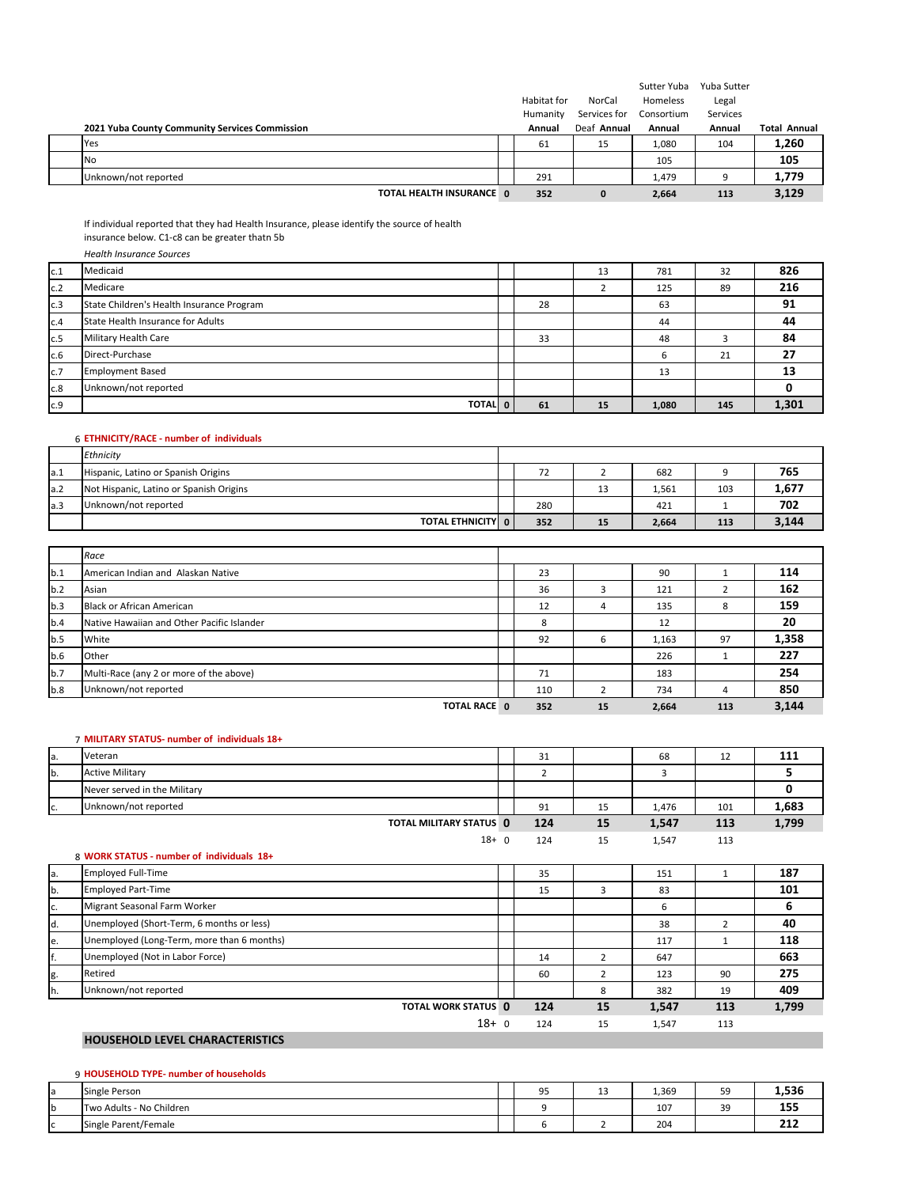| | 2021 Yuba County Community Services Commission | | Habitat for Humanity Annual | NorCal Services for Deaf Annual | Sutter Yuba Homeless Consortium Annual | Yuba Sutter Legal Services Annual | Total Annual |
|---|---|---|---|---|---|---|---|
| | Yes | | 61 | 15 | 1,080 | 104 | **1,260** |
| | No | | | | 105 | | **105** |
| | Unknown/not reported | | 291 | | 1,479 | 9 | **1,779** |
| | **TOTAL HEALTH INSURANCE** | **0** | **352** | **0** | **2,664** | **113** | **3,129** |

If individual reported that they had Health Insurance, please identify the source of health insurance below. C1-c8 can be greater thatn 5b

*Health Insurance Sources*

| | | | | | | | |
|---|---|---|---|---|---|---|---|
| c.1 | Medicaid | | | 13 | 781 | 32 | **826** |
| c.2 | Medicare | | | 2 | 125 | 89 | **216** |
| c.3 | State Children's Health Insurance Program | | 28 | | 63 | | **91** |
| c.4 | State Health Insurance for Adults | | | | 44 | | **44** |
| c.5 | Military Health Care | | 33 | | 48 | 3 | **84** |
| c.6 | Direct-Purchase | | | | 6 | 21 | **27** |
| c.7 | Employment Based | | | | 13 | | **13** |
| c.8 | Unknown/not reported | | | | | | **0** |
| c.9 | **TOTAL** | **0** | **61** | **15** | **1,080** | **145** | **1,301** |

6 **ETHNICITY/RACE - number of individuals**

| | *Ethnicity* | | | | | | |
|---|---|---|---|---|---|---|---|
| a.1 | Hispanic, Latino or Spanish Origins | | 72 | 2 | 682 | 9 | **765** |
| a.2 | Not Hispanic, Latino or Spanish Origins | | | 13 | 1,561 | 103 | **1,677** |
| a.3 | Unknown/not reported | | 280 | | 421 | 1 | **702** |
| | **TOTAL ETHNICITY** | **0** | **352** | **15** | **2,664** | **113** | **3,144** |

| | *Race* | | | | | | |
|---|---|---|---|---|---|---|---|
| b.1 | American Indian and Alaskan Native | | 23 | | 90 | 1 | **114** |
| b.2 | Asian | | 36 | 3 | 121 | 2 | **162** |
| b.3 | Black or African American | | 12 | 4 | 135 | 8 | **159** |
| b.4 | Native Hawaiian and Other Pacific Islander | | 8 | | 12 | | **20** |
| b.5 | White | | 92 | 6 | 1,163 | 97 | **1,358** |
| b.6 | Other | | | | 226 | 1 | **227** |
| b.7 | Multi-Race (any 2 or more of the above) | | 71 | | 183 | | **254** |
| b.8 | Unknown/not reported | | 110 | 2 | 734 | 4 | **850** |
| | **TOTAL RACE** | **0** | **352** | **15** | **2,664** | **113** | **3,144** |

7 **MILITARY STATUS- number of individuals 18+**

| | | | | | | | |
|---|---|---|---|---|---|---|---|
| a. | Veteran | | 31 | | 68 | 12 | **111** |
| b. | Active Military | | 2 | | 3 | | **5** |
| | Never served in the Military | | | | | | **0** |
| c. | Unknown/not reported | | 91 | 15 | 1,476 | 101 | **1,683** |
| | **TOTAL MILITARY STATUS** | **0** | **124** | **15** | **1,547** | **113** | **1,799** |
| | 18+ | 0 | 124 | 15 | 1,547 | 113 | |

8 **WORK STATUS - number of individuals 18+**

| | | | | | | | |
|---|---|---|---|---|---|---|---|
| a. | Employed Full-Time | | 35 | | 151 | 1 | **187** |
| b. | Employed Part-Time | | 15 | 3 | 83 | | **101** |
| c. | Migrant Seasonal Farm Worker | | | | 6 | | **6** |
| d. | Unemployed (Short-Term, 6 months or less) | | | | 38 | 2 | **40** |
| e. | Unemployed (Long-Term, more than 6 months) | | | | 117 | 1 | **118** |
| f. | Unemployed (Not in Labor Force) | | 14 | 2 | 647 | | **663** |
| g. | Retired | | 60 | 2 | 123 | 90 | **275** |
| h. | Unknown/not reported | | | 8 | 382 | 19 | **409** |
| | **TOTAL WORK STATUS** | **0** | **124** | **15** | **1,547** | **113** | **1,799** |
| | 18+ | 0 | 124 | 15 | 1,547 | 113 | |

**HOUSEHOLD LEVEL CHARACTERISTICS**

9 **HOUSEHOLD TYPE- number of households**

| | | | | | | | |
|---|---|---|---|---|---|---|---|
| a | Single Person | | 95 | 13 | 1,369 | 59 | **1,536** |
| b | Two Adults - No Children | | 9 | | 107 | 39 | **155** |
| c | Single Parent/Female | | 6 | 2 | 204 | | **212** |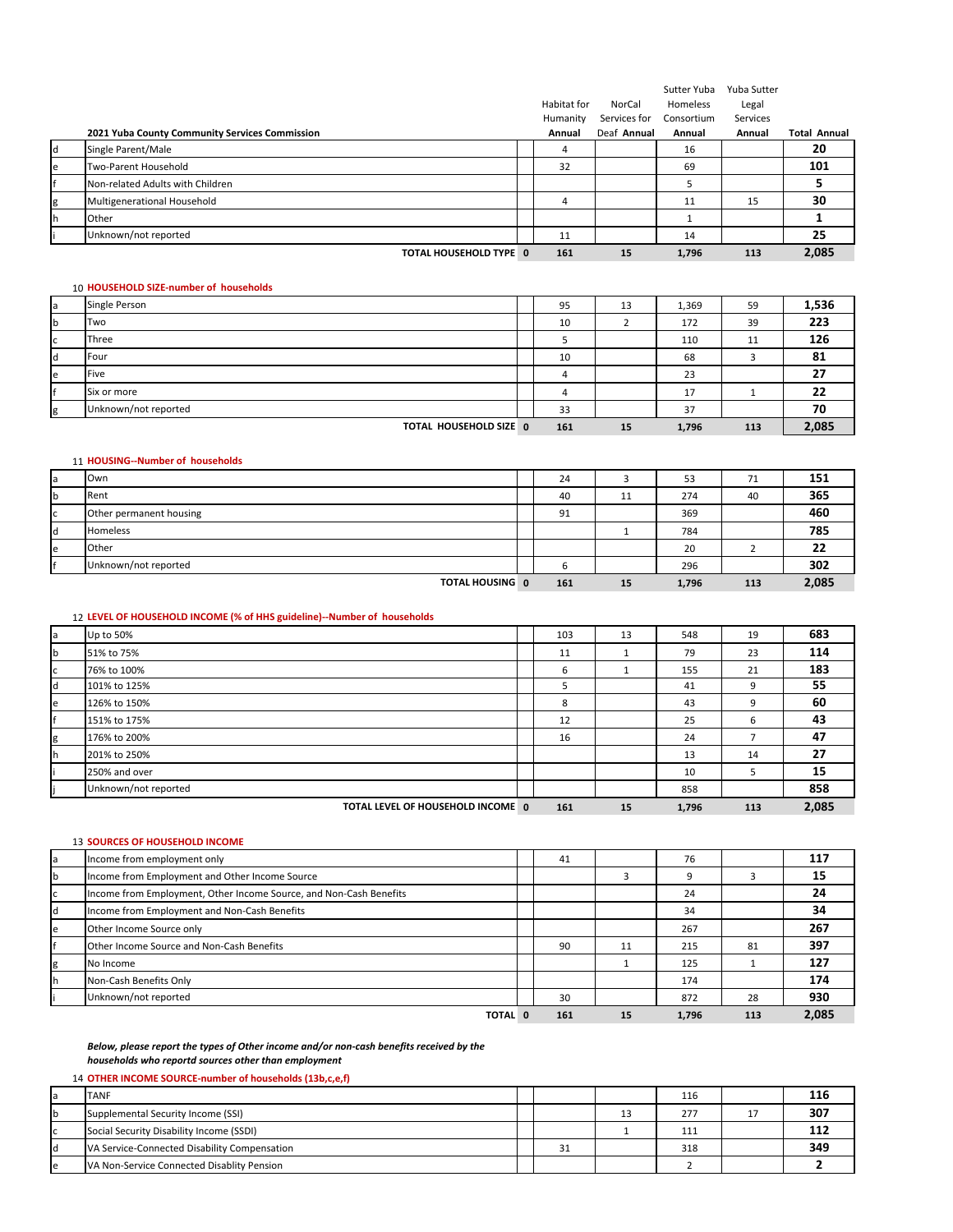| | 2021 Yuba County Community Services Commission | | Habitat for Humanity Annual | NorCal Services for Deaf Annual | Sutter Yuba Homeless Consortium Annual | Yuba Sutter Legal Services Annual | Total Annual |
|---|---|---|---|---|---|---|---|
| d | Single Parent/Male | | 4 | | 16 | | 20 |
| e | Two-Parent Household | | 32 | | 69 | | 101 |
| f | Non-related Adults with Children | | | | 5 | | 5 |
| g | Multigenerational Household | | 4 | | 11 | 15 | 30 |
| h | Other | | | | 1 | | 1 |
| i | Unknown/not reported | | 11 | | 14 | | 25 |
| | **TOTAL HOUSEHOLD TYPE** | **0** | **161** | **15** | **1,796** | **113** | **2,085** |

10 **HOUSEHOLD SIZE-number of households**

| | | | | | | | |
|---|---|---|---|---|---|---|---|
| a | Single Person | | 95 | 13 | 1,369 | 59 | 1,536 |
| b | Two | | 10 | 2 | 172 | 39 | 223 |
| c | Three | | 5 | | 110 | 11 | 126 |
| d | Four | | 10 | | 68 | 3 | 81 |
| e | Five | | 4 | | 23 | | 27 |
| f | Six or more | | 4 | | 17 | 1 | 22 |
| g | Unknown/not reported | | 33 | | 37 | | 70 |
| | **TOTAL HOUSEHOLD SIZE** | **0** | **161** | **15** | **1,796** | **113** | **2,085** |

11 **HOUSING--Number of households**

| | | | | | | | |
|---|---|---|---|---|---|---|---|
| a | Own | | 24 | 3 | 53 | 71 | 151 |
| b | Rent | | 40 | 11 | 274 | 40 | 365 |
| c | Other permanent housing | | 91 | | 369 | | 460 |
| d | Homeless | | | 1 | 784 | | 785 |
| e | Other | | | | 20 | 2 | 22 |
| f | Unknown/not reported | | 6 | | 296 | | 302 |
| | **TOTAL HOUSING** | **0** | **161** | **15** | **1,796** | **113** | **2,085** |

12 **LEVEL OF HOUSEHOLD INCOME (% of HHS guideline)--Number of households**

| | | | | | | | |
|---|---|---|---|---|---|---|---|
| a | Up to 50% | | 103 | 13 | 548 | 19 | 683 |
| b | 51% to 75% | | 11 | 1 | 79 | 23 | 114 |
| c | 76% to 100% | | 6 | 1 | 155 | 21 | 183 |
| d | 101% to 125% | | 5 | | 41 | 9 | 55 |
| e | 126% to 150% | | 8 | | 43 | 9 | 60 |
| f | 151% to 175% | | 12 | | 25 | 6 | 43 |
| g | 176% to 200% | | 16 | | 24 | 7 | 47 |
| h | 201% to 250% | | | | 13 | 14 | 27 |
| i | 250% and over | | | | 10 | 5 | 15 |
| j | Unknown/not reported | | | | 858 | | 858 |
| | **TOTAL LEVEL OF HOUSEHOLD INCOME** | **0** | **161** | **15** | **1,796** | **113** | **2,085** |

13 **SOURCES OF HOUSEHOLD INCOME**

| | | | | | | | |
|---|---|---|---|---|---|---|---|
| a | Income from employment only | | 41 | | 76 | | 117 |
| b | Income from Employment and Other Income Source | | | 3 | 9 | 3 | 15 |
| c | Income from Employment, Other Income Source, and Non-Cash Benefits | | | | 24 | | 24 |
| d | Income from Employment and Non-Cash Benefits | | | | 34 | | 34 |
| e | Other Income Source only | | | | 267 | | 267 |
| f | Other Income Source and Non-Cash Benefits | | 90 | 11 | 215 | 81 | 397 |
| g | No Income | | | 1 | 125 | 1 | 127 |
| h | Non-Cash Benefits Only | | | | 174 | | 174 |
| i | Unknown/not reported | | 30 | | 872 | 28 | 930 |
| | **TOTAL** | **0** | **161** | **15** | **1,796** | **113** | **2,085** |

*Below, please report the types of Other income and/or non-cash benefits received by the households who reportd sources other than employment*

14 **OTHER INCOME SOURCE-number of households (13b,c,e,f)**

| | | | | | | | |
|---|---|---|---|---|---|---|---|
| a | TANF | | | | 116 | | 116 |
| b | Supplemental Security Income (SSI) | | | 13 | 277 | 17 | 307 |
| c | Social Security Disability Income (SSDI) | | | 1 | 111 | | 112 |
| d | VA Service-Connected Disability Compensation | | 31 | | 318 | | 349 |
| e | VA Non-Service Connected Disablity Pension | | | | 2 | | 2 |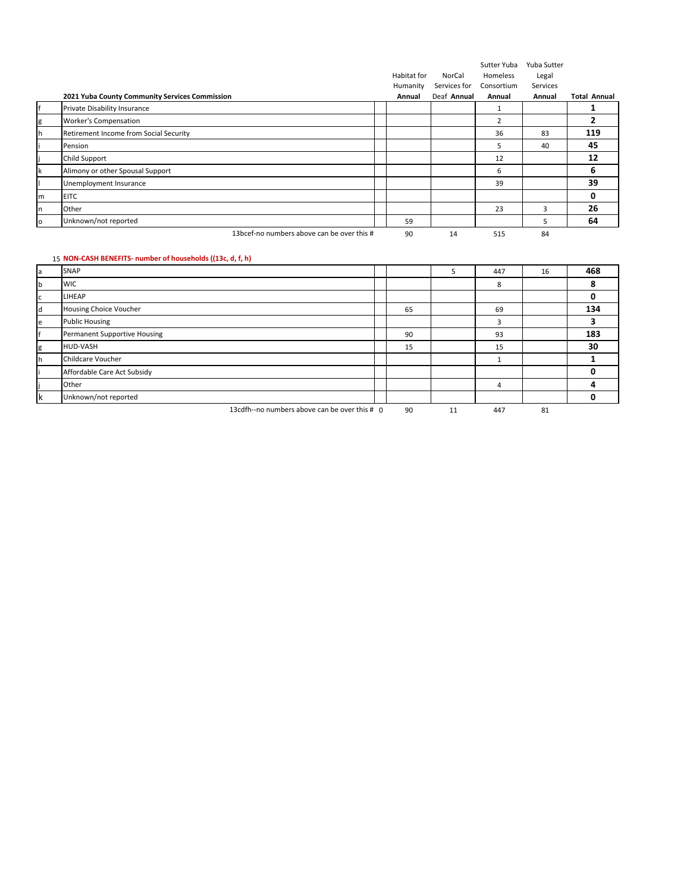| | 2021 Yuba County Community Services Commission | | Habitat for Humanity Annual | NorCal Services for Deaf Annual | Sutter Yuba Homeless Consortium Annual | Yuba Sutter Legal Services Annual | Total Annual |
|---|---|---|---|---|---|---|---|
| f | Private Disability Insurance | | | | 1 | | **1** |
| g | Worker's Compensation | | | | 2 | | **2** |
| h | Retirement Income from Social Security | | | | 36 | 83 | **119** |
| i | Pension | | | | 5 | 40 | **45** |
| j | Child Support | | | | 12 | | **12** |
| k | Alimony or other Spousal Support | | | | 6 | | **6** |
| l | Unemployment Insurance | | | | 39 | | **39** |
| m | EITC | | | | | | **0** |
| n | Other | | | | 23 | 3 | **26** |
| o | Unknown/not reported | | 59 | | | 5 | **64** |
| | 13bcef-no numbers above can be over this # | | 90 | 14 | 515 | 84 | |

15 **NON-CASH BENEFITS- number of households ((13c, d, f, h)**

| | | | Habitat for Humanity Annual | NorCal Services for Deaf Annual | Sutter Yuba Homeless Consortium Annual | Yuba Sutter Legal Services Annual | Total Annual |
|---|---|---|---|---|---|---|---|
| a | SNAP | | | 5 | 447 | 16 | **468** |
| b | WIC | | | | 8 | | **8** |
| c | LIHEAP | | | | | | **0** |
| d | Housing Choice Voucher | | 65 | | 69 | | **134** |
| e | Public Housing | | | | 3 | | **3** |
| f | Permanent Supportive Housing | | 90 | | 93 | | **183** |
| g | HUD-VASH | | 15 | | 15 | | **30** |
| h | Childcare Voucher | | | | 1 | | **1** |
| i | Affordable Care Act Subsidy | | | | | | **0** |
| j | Other | | | | 4 | | **4** |
| k | Unknown/not reported | | | | | | **0** |
| | 13cdfh--no numbers above can be over this # | 0 | 90 | 11 | 447 | 81 | |